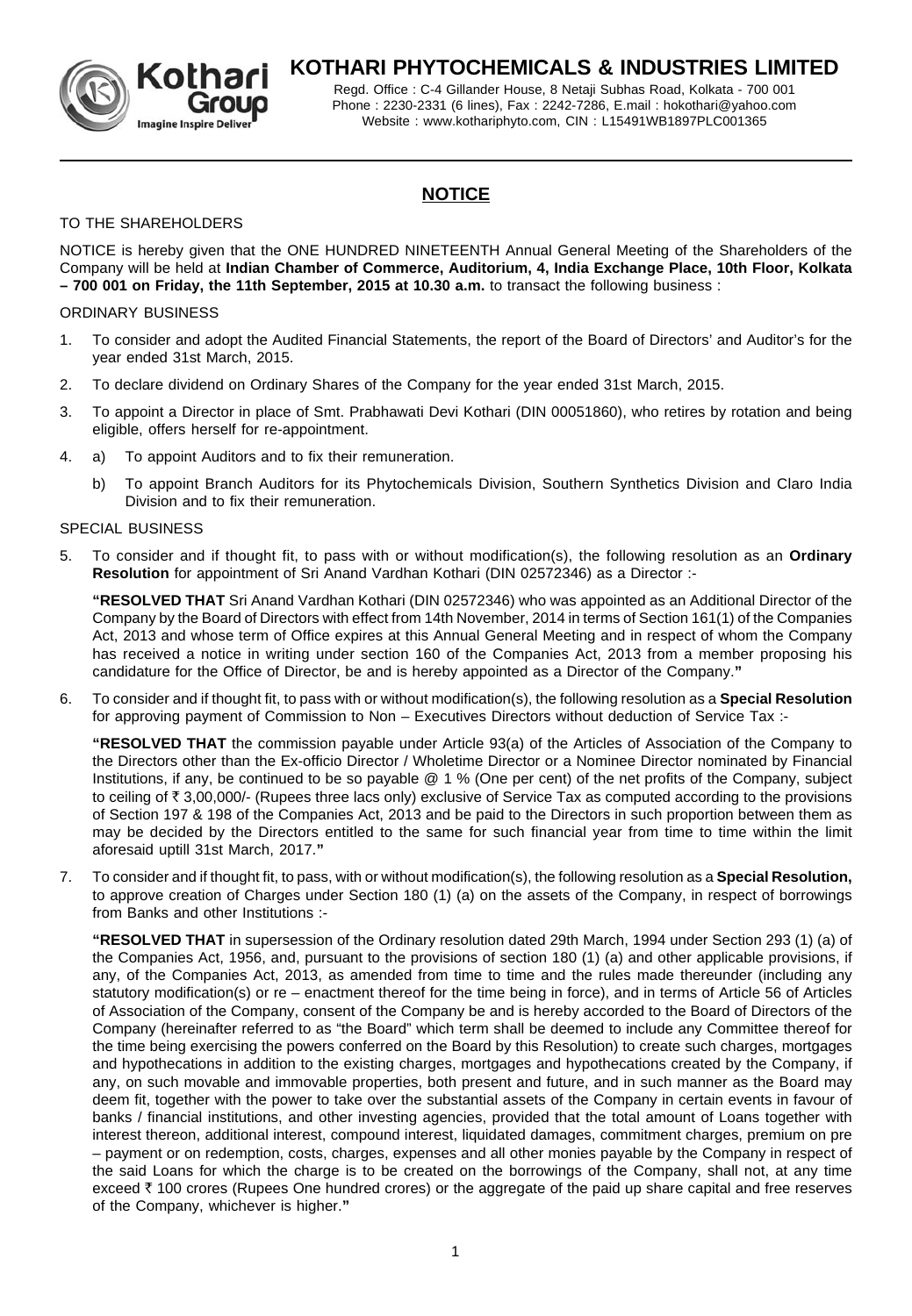# KOTHARI PHYTOCHEMICALS & INDUSTRIES LIMITED

Regd. Office : C-4 Gillander House, 8 Netaji Subhas Road, Kolkata - 700 001
Phone : 2230-2331 (6 lines), Fax : 2242-7286, E.mail : hokothari@yahoo.com
Website : www.kothariphyto.com, CIN : L15491WB1897PLC001365

## NOTICE

TO THE SHAREHOLDERS

NOTICE is hereby given that the ONE HUNDRED NINETEENTH Annual General Meeting of the Shareholders of the Company will be held at **Indian Chamber of Commerce, Auditorium, 4, India Exchange Place, 10th Floor, Kolkata – 700 001 on Friday, the 11th September, 2015 at 10.30 a.m.** to transact the following business :

ORDINARY BUSINESS

1. To consider and adopt the Audited Financial Statements, the report of the Board of Directors' and Auditor's for the year ended 31st March, 2015.
2. To declare dividend on Ordinary Shares of the Company for the year ended 31st March, 2015.
3. To appoint a Director in place of Smt. Prabhawati Devi Kothari (DIN 00051860), who retires by rotation and being eligible, offers herself for re-appointment.
4. a) To appoint Auditors and to fix their remuneration.

   b) To appoint Branch Auditors for its Phytochemicals Division, Southern Synthetics Division and Claro India Division and to fix their remuneration.

SPECIAL BUSINESS

5. To consider and if thought fit, to pass with or without modification(s), the following resolution as an **Ordinary Resolution** for appointment of Sri Anand Vardhan Kothari (DIN 02572346) as a Director :-

   **"RESOLVED THAT** Sri Anand Vardhan Kothari (DIN 02572346) who was appointed as an Additional Director of the Company by the Board of Directors with effect from 14th November, 2014 in terms of Section 161(1) of the Companies Act, 2013 and whose term of Office expires at this Annual General Meeting and in respect of whom the Company has received a notice in writing under section 160 of the Companies Act, 2013 from a member proposing his candidature for the Office of Director, be and is hereby appointed as a Director of the Company.**"**

6. To consider and if thought fit, to pass with or without modification(s), the following resolution as a **Special Resolution** for approving payment of Commission to Non – Executives Directors without deduction of Service Tax :-

   **"RESOLVED THAT** the commission payable under Article 93(a) of the Articles of Association of the Company to the Directors other than the Ex-officio Director / Wholetime Director or a Nominee Director nominated by Financial Institutions, if any, be continued to be so payable @ 1 % (One per cent) of the net profits of the Company, subject to ceiling of ₹ 3,00,000/- (Rupees three lacs only) exclusive of Service Tax as computed according to the provisions of Section 197 & 198 of the Companies Act, 2013 and be paid to the Directors in such proportion between them as may be decided by the Directors entitled to the same for such financial year from time to time within the limit aforesaid uptill 31st March, 2017.**"**

7. To consider and if thought fit, to pass, with or without modification(s), the following resolution as a **Special Resolution,** to approve creation of Charges under Section 180 (1) (a) on the assets of the Company, in respect of borrowings from Banks and other Institutions :-

   **"RESOLVED THAT** in supersession of the Ordinary resolution dated 29th March, 1994 under Section 293 (1) (a) of the Companies Act, 1956, and, pursuant to the provisions of section 180 (1) (a) and other applicable provisions, if any, of the Companies Act, 2013, as amended from time to time and the rules made thereunder (including any statutory modification(s) or re – enactment thereof for the time being in force), and in terms of Article 56 of Articles of Association of the Company, consent of the Company be and is hereby accorded to the Board of Directors of the Company (hereinafter referred to as "the Board" which term shall be deemed to include any Committee thereof for the time being exercising the powers conferred on the Board by this Resolution) to create such charges, mortgages and hypothecations in addition to the existing charges, mortgages and hypothecations created by the Company, if any, on such movable and immovable properties, both present and future, and in such manner as the Board may deem fit, together with the power to take over the substantial assets of the Company in certain events in favour of banks / financial institutions, and other investing agencies, provided that the total amount of Loans together with interest thereon, additional interest, compound interest, liquidated damages, commitment charges, premium on pre – payment or on redemption, costs, charges, expenses and all other monies payable by the Company in respect of the said Loans for which the charge is to be created on the borrowings of the Company, shall not, at any time exceed ₹ 100 crores (Rupees One hundred crores) or the aggregate of the paid up share capital and free reserves of the Company, whichever is higher.**"**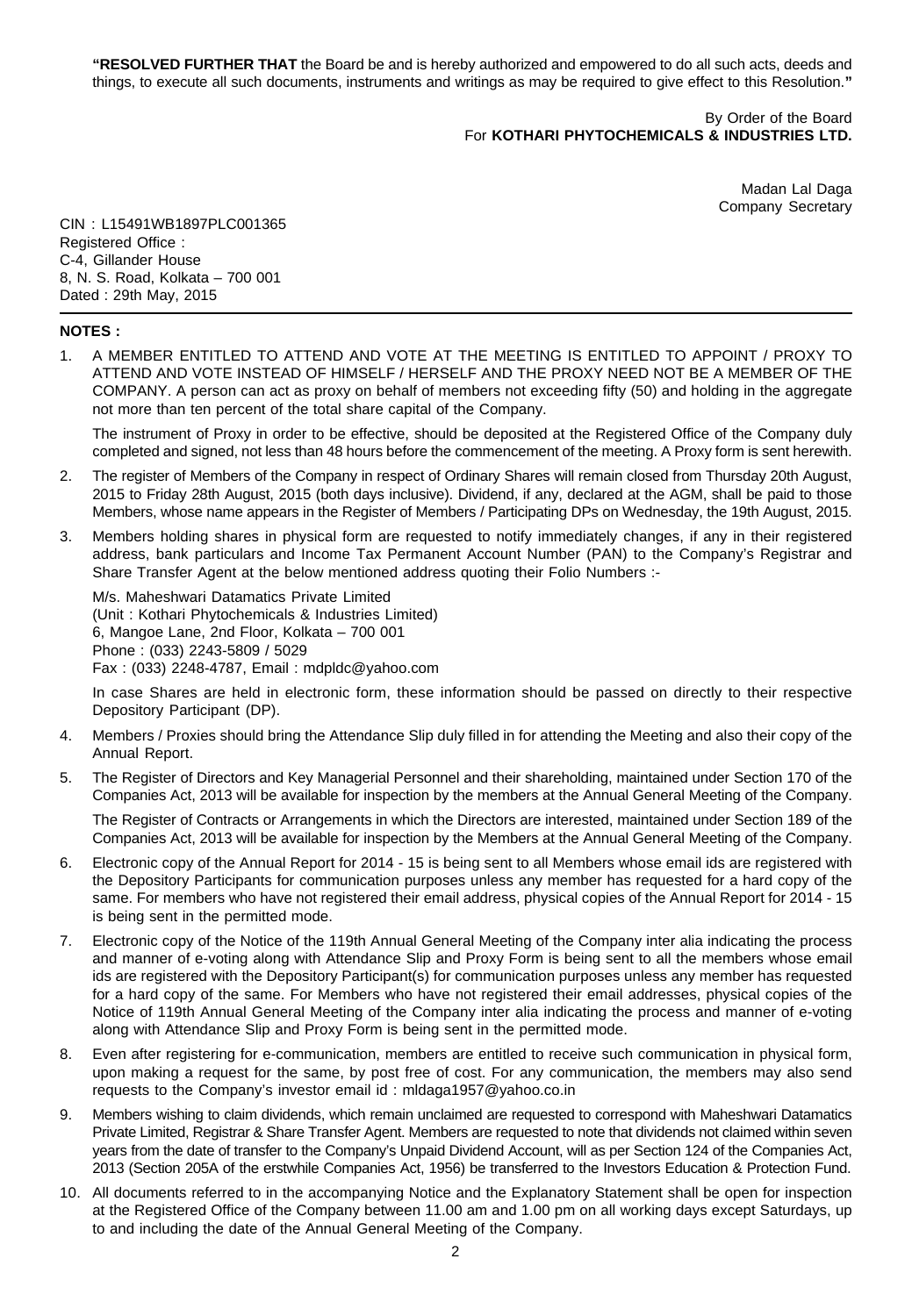**"RESOLVED FURTHER THAT** the Board be and is hereby authorized and empowered to do all such acts, deeds and things, to execute all such documents, instruments and writings as may be required to give effect to this Resolution.**"**

By Order of the Board
For **KOTHARI PHYTOCHEMICALS & INDUSTRIES LTD.**

Madan Lal Daga
Company Secretary

CIN : L15491WB1897PLC001365
Registered Office :
C-4, Gillander House
8, N. S. Road, Kolkata – 700 001
Dated : 29th May, 2015

**NOTES :**

1. A MEMBER ENTITLED TO ATTEND AND VOTE AT THE MEETING IS ENTITLED TO APPOINT / PROXY TO ATTEND AND VOTE INSTEAD OF HIMSELF / HERSELF AND THE PROXY NEED NOT BE A MEMBER OF THE COMPANY. A person can act as proxy on behalf of members not exceeding fifty (50) and holding in the aggregate not more than ten percent of the total share capital of the Company.

   The instrument of Proxy in order to be effective, should be deposited at the Registered Office of the Company duly completed and signed, not less than 48 hours before the commencement of the meeting. A Proxy form is sent herewith.

2. The register of Members of the Company in respect of Ordinary Shares will remain closed from Thursday 20th August, 2015 to Friday 28th August, 2015 (both days inclusive). Dividend, if any, declared at the AGM, shall be paid to those Members, whose name appears in the Register of Members / Participating DPs on Wednesday, the 19th August, 2015.

3. Members holding shares in physical form are requested to notify immediately changes, if any in their registered address, bank particulars and Income Tax Permanent Account Number (PAN) to the Company's Registrar and Share Transfer Agent at the below mentioned address quoting their Folio Numbers :-

   M/s. Maheshwari Datamatics Private Limited
   (Unit : Kothari Phytochemicals & Industries Limited)
   6, Mangoe Lane, 2nd Floor, Kolkata – 700 001
   Phone : (033) 2243-5809 / 5029
   Fax : (033) 2248-4787, Email : mdpldc@yahoo.com

   In case Shares are held in electronic form, these information should be passed on directly to their respective Depository Participant (DP).

4. Members / Proxies should bring the Attendance Slip duly filled in for attending the Meeting and also their copy of the Annual Report.

5. The Register of Directors and Key Managerial Personnel and their shareholding, maintained under Section 170 of the Companies Act, 2013 will be available for inspection by the members at the Annual General Meeting of the Company.

   The Register of Contracts or Arrangements in which the Directors are interested, maintained under Section 189 of the Companies Act, 2013 will be available for inspection by the Members at the Annual General Meeting of the Company.

6. Electronic copy of the Annual Report for 2014 - 15 is being sent to all Members whose email ids are registered with the Depository Participants for communication purposes unless any member has requested for a hard copy of the same. For members who have not registered their email address, physical copies of the Annual Report for 2014 - 15 is being sent in the permitted mode.

7. Electronic copy of the Notice of the 119th Annual General Meeting of the Company inter alia indicating the process and manner of e-voting along with Attendance Slip and Proxy Form is being sent to all the members whose email ids are registered with the Depository Participant(s) for communication purposes unless any member has requested for a hard copy of the same. For Members who have not registered their email addresses, physical copies of the Notice of 119th Annual General Meeting of the Company inter alia indicating the process and manner of e-voting along with Attendance Slip and Proxy Form is being sent in the permitted mode.

8. Even after registering for e-communication, members are entitled to receive such communication in physical form, upon making a request for the same, by post free of cost. For any communication, the members may also send requests to the Company's investor email id : mldaga1957@yahoo.co.in

9. Members wishing to claim dividends, which remain unclaimed are requested to correspond with Maheshwari Datamatics Private Limited, Registrar & Share Transfer Agent. Members are requested to note that dividends not claimed within seven years from the date of transfer to the Company's Unpaid Dividend Account, will as per Section 124 of the Companies Act, 2013 (Section 205A of the erstwhile Companies Act, 1956) be transferred to the Investors Education & Protection Fund.

10. All documents referred to in the accompanying Notice and the Explanatory Statement shall be open for inspection at the Registered Office of the Company between 11.00 am and 1.00 pm on all working days except Saturdays, up to and including the date of the Annual General Meeting of the Company.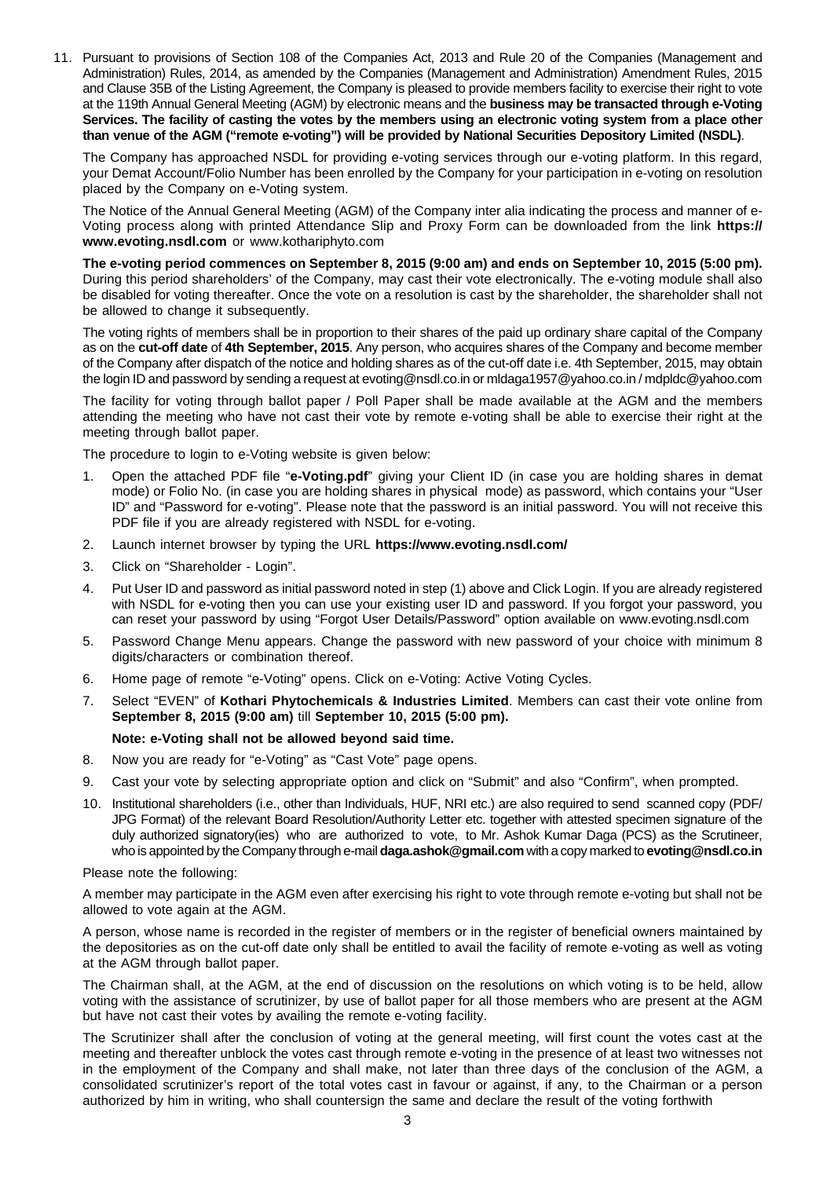11. Pursuant to provisions of Section 108 of the Companies Act, 2013 and Rule 20 of the Companies (Management and Administration) Rules, 2014, as amended by the Companies (Management and Administration) Amendment Rules, 2015 and Clause 35B of the Listing Agreement, the Company is pleased to provide members facility to exercise their right to vote at the 119th Annual General Meeting (AGM) by electronic means and the **business may be transacted through e-Voting Services. The facility of casting the votes by the members using an electronic voting system from a place other than venue of the AGM ("remote e-voting") will be provided by National Securities Depository Limited (NSDL)**.

    The Company has approached NSDL for providing e-voting services through our e-voting platform. In this regard, your Demat Account/Folio Number has been enrolled by the Company for your participation in e-voting on resolution placed by the Company on e-Voting system.

    The Notice of the Annual General Meeting (AGM) of the Company inter alia indicating the process and manner of e-Voting process along with printed Attendance Slip and Proxy Form can be downloaded from the link **https://www.evoting.nsdl.com** or www.kothariphyto.com

    **The e-voting period commences on September 8, 2015 (9:00 am) and ends on September 10, 2015 (5:00 pm).** During this period shareholders' of the Company, may cast their vote electronically. The e-voting module shall also be disabled for voting thereafter. Once the vote on a resolution is cast by the shareholder, the shareholder shall not be allowed to change it subsequently.

    The voting rights of members shall be in proportion to their shares of the paid up ordinary share capital of the Company as on the **cut-off date** of **4th September, 2015**. Any person, who acquires shares of the Company and become member of the Company after dispatch of the notice and holding shares as of the cut-off date i.e. 4th September, 2015, may obtain the login ID and password by sending a request at evoting@nsdl.co.in or mldaga1957@yahoo.co.in / mdpldc@yahoo.com

    The facility for voting through ballot paper / Poll Paper shall be made available at the AGM and the members attending the meeting who have not cast their vote by remote e-voting shall be able to exercise their right at the meeting through ballot paper.

    The procedure to login to e-Voting website is given below:

    1. Open the attached PDF file "**e-Voting.pdf**" giving your Client ID (in case you are holding shares in demat mode) or Folio No. (in case you are holding shares in physical mode) as password, which contains your "User ID" and "Password for e-voting". Please note that the password is an initial password. You will not receive this PDF file if you are already registered with NSDL for e-voting.
    2. Launch internet browser by typing the URL **https://www.evoting.nsdl.com/**
    3. Click on "Shareholder - Login".
    4. Put User ID and password as initial password noted in step (1) above and Click Login. If you are already registered with NSDL for e-voting then you can use your existing user ID and password. If you forgot your password, you can reset your password by using "Forgot User Details/Password" option available on www.evoting.nsdl.com
    5. Password Change Menu appears. Change the password with new password of your choice with minimum 8 digits/characters or combination thereof.
    6. Home page of remote "e-Voting" opens. Click on e-Voting: Active Voting Cycles.
    7. Select "EVEN" of **Kothari Phytochemicals & Industries Limited**. Members can cast their vote online from **September 8, 2015 (9:00 am)** till **September 10, 2015 (5:00 pm).**

        **Note: e-Voting shall not be allowed beyond said time.**
    8. Now you are ready for "e-Voting" as "Cast Vote" page opens.
    9. Cast your vote by selecting appropriate option and click on "Submit" and also "Confirm", when prompted.
    10. Institutional shareholders (i.e., other than Individuals, HUF, NRI etc.) are also required to send scanned copy (PDF/JPG Format) of the relevant Board Resolution/Authority Letter etc. together with attested specimen signature of the duly authorized signatory(ies) who are authorized to vote, to Mr. Ashok Kumar Daga (PCS) as the Scrutineer, who is appointed by the Company through e-mail **daga.ashok@gmail.com** with a copy marked to **evoting@nsdl.co.in**

    Please note the following:

    A member may participate in the AGM even after exercising his right to vote through remote e-voting but shall not be allowed to vote again at the AGM.

    A person, whose name is recorded in the register of members or in the register of beneficial owners maintained by the depositories as on the cut-off date only shall be entitled to avail the facility of remote e-voting as well as voting at the AGM through ballot paper.

    The Chairman shall, at the AGM, at the end of discussion on the resolutions on which voting is to be held, allow voting with the assistance of scrutinizer, by use of ballot paper for all those members who are present at the AGM but have not cast their votes by availing the remote e-voting facility.

    The Scrutinizer shall after the conclusion of voting at the general meeting, will first count the votes cast at the meeting and thereafter unblock the votes cast through remote e-voting in the presence of at least two witnesses not in the employment of the Company and shall make, not later than three days of the conclusion of the AGM, a consolidated scrutinizer's report of the total votes cast in favour or against, if any, to the Chairman or a person authorized by him in writing, who shall countersign the same and declare the result of the voting forthwith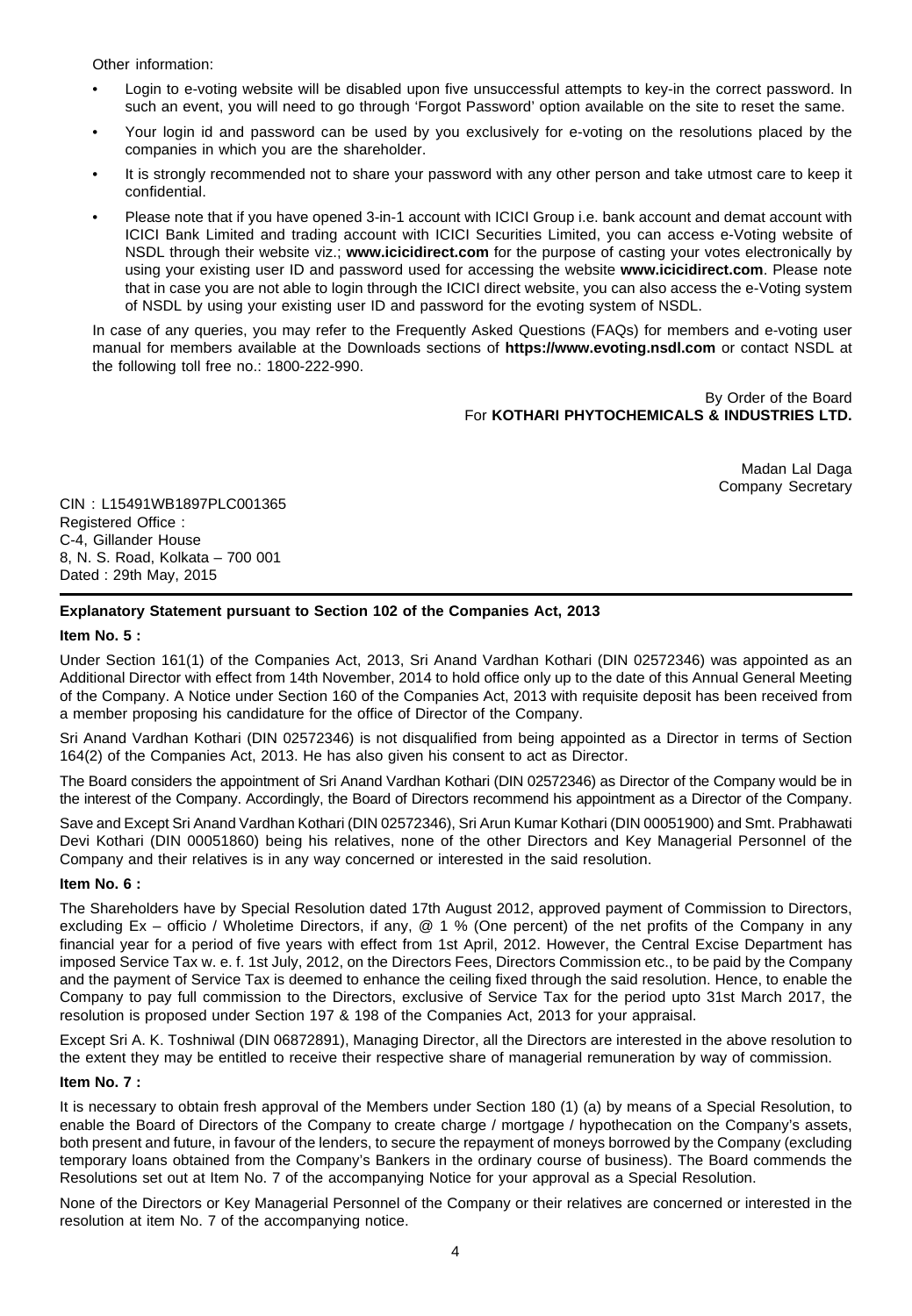Other information:

- Login to e-voting website will be disabled upon five unsuccessful attempts to key-in the correct password. In such an event, you will need to go through 'Forgot Password' option available on the site to reset the same.
- Your login id and password can be used by you exclusively for e-voting on the resolutions placed by the companies in which you are the shareholder.
- It is strongly recommended not to share your password with any other person and take utmost care to keep it confidential.
- Please note that if you have opened 3-in-1 account with ICICI Group i.e. bank account and demat account with ICICI Bank Limited and trading account with ICICI Securities Limited, you can access e-Voting website of NSDL through their website viz.; **www.icicidirect.com** for the purpose of casting your votes electronically by using your existing user ID and password used for accessing the website **www.icicidirect.com**. Please note that in case you are not able to login through the ICICI direct website, you can also access the e-Voting system of NSDL by using your existing user ID and password for the evoting system of NSDL.

In case of any queries, you may refer to the Frequently Asked Questions (FAQs) for members and e-voting user manual for members available at the Downloads sections of **https://www.evoting.nsdl.com** or contact NSDL at the following toll free no.: 1800-222-990.

By Order of the Board
For **KOTHARI PHYTOCHEMICALS & INDUSTRIES LTD.**

Madan Lal Daga
Company Secretary

CIN : L15491WB1897PLC001365
Registered Office :
C-4, Gillander House
8, N. S. Road, Kolkata – 700 001
Dated : 29th May, 2015

---

**Explanatory Statement pursuant to Section 102 of the Companies Act, 2013**

**Item No. 5 :**

Under Section 161(1) of the Companies Act, 2013, Sri Anand Vardhan Kothari (DIN 02572346) was appointed as an Additional Director with effect from 14th November, 2014 to hold office only up to the date of this Annual General Meeting of the Company. A Notice under Section 160 of the Companies Act, 2013 with requisite deposit has been received from a member proposing his candidature for the office of Director of the Company.

Sri Anand Vardhan Kothari (DIN 02572346) is not disqualified from being appointed as a Director in terms of Section 164(2) of the Companies Act, 2013. He has also given his consent to act as Director.

The Board considers the appointment of Sri Anand Vardhan Kothari (DIN 02572346) as Director of the Company would be in the interest of the Company. Accordingly, the Board of Directors recommend his appointment as a Director of the Company.

Save and Except Sri Anand Vardhan Kothari (DIN 02572346), Sri Arun Kumar Kothari (DIN 00051900) and Smt. Prabhawati Devi Kothari (DIN 00051860) being his relatives, none of the other Directors and Key Managerial Personnel of the Company and their relatives is in any way concerned or interested in the said resolution.

**Item No. 6 :**

The Shareholders have by Special Resolution dated 17th August 2012, approved payment of Commission to Directors, excluding Ex – officio / Wholetime Directors, if any, @ 1 % (One percent) of the net profits of the Company in any financial year for a period of five years with effect from 1st April, 2012. However, the Central Excise Department has imposed Service Tax w. e. f. 1st July, 2012, on the Directors Fees, Directors Commission etc., to be paid by the Company and the payment of Service Tax is deemed to enhance the ceiling fixed through the said resolution. Hence, to enable the Company to pay full commission to the Directors, exclusive of Service Tax for the period upto 31st March 2017, the resolution is proposed under Section 197 & 198 of the Companies Act, 2013 for your appraisal.

Except Sri A. K. Toshniwal (DIN 06872891), Managing Director, all the Directors are interested in the above resolution to the extent they may be entitled to receive their respective share of managerial remuneration by way of commission.

**Item No. 7 :**

It is necessary to obtain fresh approval of the Members under Section 180 (1) (a) by means of a Special Resolution, to enable the Board of Directors of the Company to create charge / mortgage / hypothecation on the Company's assets, both present and future, in favour of the lenders, to secure the repayment of moneys borrowed by the Company (excluding temporary loans obtained from the Company's Bankers in the ordinary course of business). The Board commends the Resolutions set out at Item No. 7 of the accompanying Notice for your approval as a Special Resolution.

None of the Directors or Key Managerial Personnel of the Company or their relatives are concerned or interested in the resolution at item No. 7 of the accompanying notice.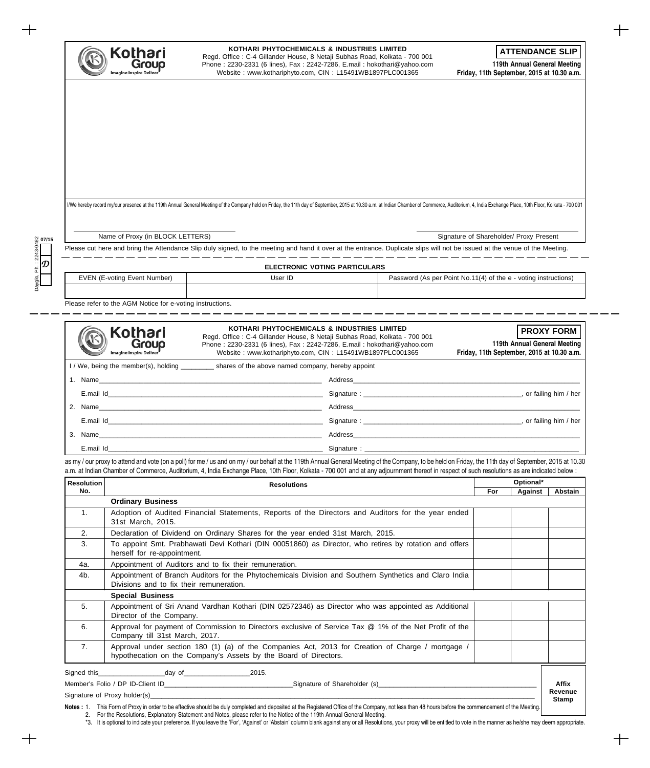**KOTHARI PHYTOCHEMICALS & INDUSTRIES LIMITED**
Regd. Office : C-4 Gillander House, 8 Netaji Subhas Road, Kolkata - 700 001
Phone : 2230-2331 (6 lines), Fax : 2242-7286, E.mail : hokothari@yahoo.com
Website : www.kothariphyto.com, CIN : L15491WB1897PLC001365

**ATTENDANCE SLIP**

**119th Annual General Meeting**
**Friday, 11th September, 2015 at 10.30 a.m.**

I/We hereby record my/our presence at the 119th Annual General Meeting of the Company held on Friday, the 11th day of September, 2015 at 10.30 a.m. at Indian Chamber of Commerce, Auditorium, 4, India Exchange Place, 10th Floor, Kolkata - 700 001

Name of Proxy (in BLOCK LETTERS) ______________________

Signature of Shareholder/ Proxy Present ______________________

Please cut here and bring the Attendance Slip duly signed, to the meeting and hand it over at the entrance. Duplicate slips will not be issued at the venue of the Meeting.

**ELECTRONIC VOTING PARTICULARS**

| EVEN (E-voting Event Number) | User ID | Password (As per Point No.11(4) of the e - voting instructions) |
|---|---|---|
| | | |

Please refer to the AGM Notice for e-voting instructions.

---

**KOTHARI PHYTOCHEMICALS & INDUSTRIES LIMITED**
Regd. Office : C-4 Gillander House, 8 Netaji Subhas Road, Kolkata - 700 001
Phone : 2230-2331 (6 lines), Fax : 2242-7286, E.mail : hokothari@yahoo.com
Website : www.kothariphyto.com, CIN : L15491WB1897PLC001365

**PROXY FORM**

**119th Annual General Meeting**
**Friday, 11th September, 2015 at 10.30 a.m.**

I / We, being the member(s), holding _________ shares of the above named company, hereby appoint

1. Name______________________ Address______________________
   E.mail Id______________________ Signature : ______________________, or failing him / her
2. Name______________________ Address______________________
   E.mail Id______________________ Signature : ______________________, or failing him / her
3. Name______________________ Address______________________
   E.mail Id______________________ Signature : ______________________

as my / our proxy to attend and vote (on a poll) for me / us and on my / our behalf at the 119th Annual General Meeting of the Company, to be held on Friday, the 11th day of September, 2015 at 10.30 a.m. at Indian Chamber of Commerce, Auditorium, 4, India Exchange Place, 10th Floor, Kolkata - 700 001 and at any adjournment thereof in respect of such resolutions as are indicated below :

| Resolution No. | Resolutions | Optional* | | |
|---|---|---|---|---|
| | | For | Against | Abstain |
| | **Ordinary Business** | | | |
| 1. | Adoption of Audited Financial Statements, Reports of the Directors and Auditors for the year ended 31st March, 2015. | | | |
| 2. | Declaration of Dividend on Ordinary Shares for the year ended 31st March, 2015. | | | |
| 3. | To appoint Smt. Prabhawati Devi Kothari (DIN 00051860) as Director, who retires by rotation and offers herself for re-appointment. | | | |
| 4a. | Appointment of Auditors and to fix their remuneration. | | | |
| 4b. | Appointment of Branch Auditors for the Phytochemicals Division and Southern Synthetics and Claro India Divisions and to fix their remuneration. | | | |
| | **Special Business** | | | |
| 5. | Appointment of Sri Anand Vardhan Kothari (DIN 02572346) as Director who was appointed as Additional Director of the Company. | | | |
| 6. | Approval for payment of Commission to Directors exclusive of Service Tax @ 1% of the Net Profit of the Company till 31st March, 2017. | | | |
| 7. | Approval under section 180 (1) (a) of the Companies Act, 2013 for Creation of Charge / mortgage / hypothecation on the Company's Assets by the Board of Directors. | | | |

Signed this_________________day of_________________2015.

Member's Folio / DP ID-Client ID______________________ Signature of Shareholder (s)______________________

Signature of Proxy holder(s)______________________

**Affix Revenue Stamp**

**Notes :**
1. This Form of Proxy in order to be effective should be duly completed and deposited at the Registered Office of the Company, not less than 48 hours before the commencement of the Meeting.
2. For the Resolutions, Explanatory Statement and Notes, please refer to the Notice of the 119th Annual General Meeting.

*3. It is optional to indicate your preference. If you leave the 'For', 'Against' or 'Abstain' column blank against any or all Resolutions, your proxy will be entitled to vote in the manner as he/she may deem appropriate.